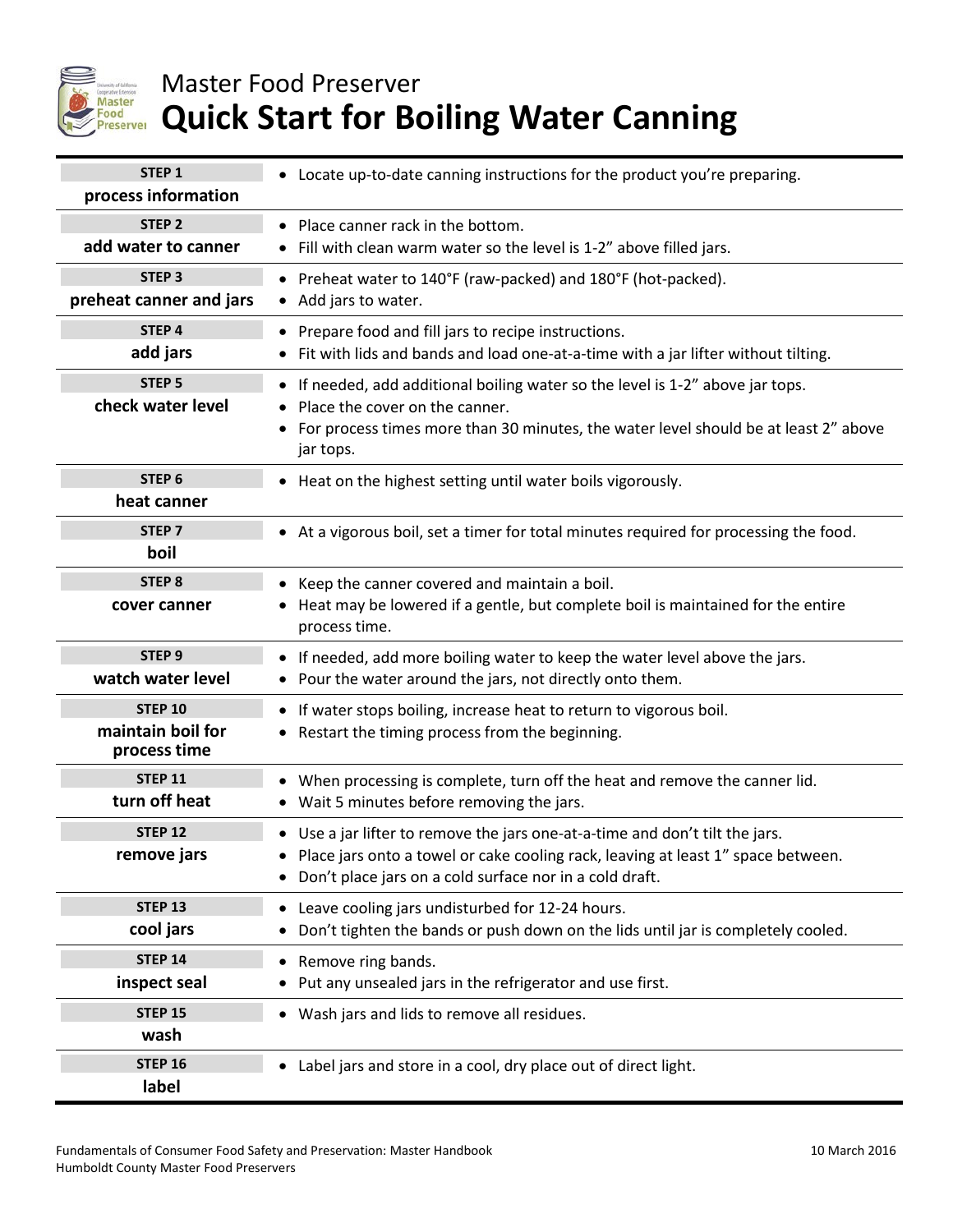Master Food Preserver

# Quick Start for Boiling Water Canning

| STEP | Instructions |
| --- | --- |
| **STEP 1**<br>**process information** | • Locate up-to-date canning instructions for the product you're preparing. |
| **STEP 2**<br>**add water to canner** | • Place canner rack in the bottom.<br>• Fill with clean warm water so the level is 1-2" above filled jars. |
| **STEP 3**<br>**preheat canner and jars** | • Preheat water to 140°F (raw-packed) and 180°F (hot-packed).<br>• Add jars to water. |
| **STEP 4**<br>**add jars** | • Prepare food and fill jars to recipe instructions.<br>• Fit with lids and bands and load one-at-a-time with a jar lifter without tilting. |
| **STEP 5**<br>**check water level** | • If needed, add additional boiling water so the level is 1-2" above jar tops.<br>• Place the cover on the canner.<br>• For process times more than 30 minutes, the water level should be at least 2" above jar tops. |
| **STEP 6**<br>**heat canner** | • Heat on the highest setting until water boils vigorously. |
| **STEP 7**<br>**boil** | • At a vigorous boil, set a timer for total minutes required for processing the food. |
| **STEP 8**<br>**cover canner** | • Keep the canner covered and maintain a boil.<br>• Heat may be lowered if a gentle, but complete boil is maintained for the entire process time. |
| **STEP 9**<br>**watch water level** | • If needed, add more boiling water to keep the water level above the jars.<br>• Pour the water around the jars, not directly onto them. |
| **STEP 10**<br>**maintain boil for process time** | • If water stops boiling, increase heat to return to vigorous boil.<br>• Restart the timing process from the beginning. |
| **STEP 11**<br>**turn off heat** | • When processing is complete, turn off the heat and remove the canner lid.<br>• Wait 5 minutes before removing the jars. |
| **STEP 12**<br>**remove jars** | • Use a jar lifter to remove the jars one-at-a-time and don't tilt the jars.<br>• Place jars onto a towel or cake cooling rack, leaving at least 1" space between.<br>• Don't place jars on a cold surface nor in a cold draft. |
| **STEP 13**<br>**cool jars** | • Leave cooling jars undisturbed for 12-24 hours.<br>• Don't tighten the bands or push down on the lids until jar is completely cooled. |
| **STEP 14**<br>**inspect seal** | • Remove ring bands.<br>• Put any unsealed jars in the refrigerator and use first. |
| **STEP 15**<br>**wash** | • Wash jars and lids to remove all residues. |
| **STEP 16**<br>**label** | • Label jars and store in a cool, dry place out of direct light. |

Fundamentals of Consumer Food Safety and Preservation: Master Handbook
Humboldt County Master Food Preservers

10 March 2016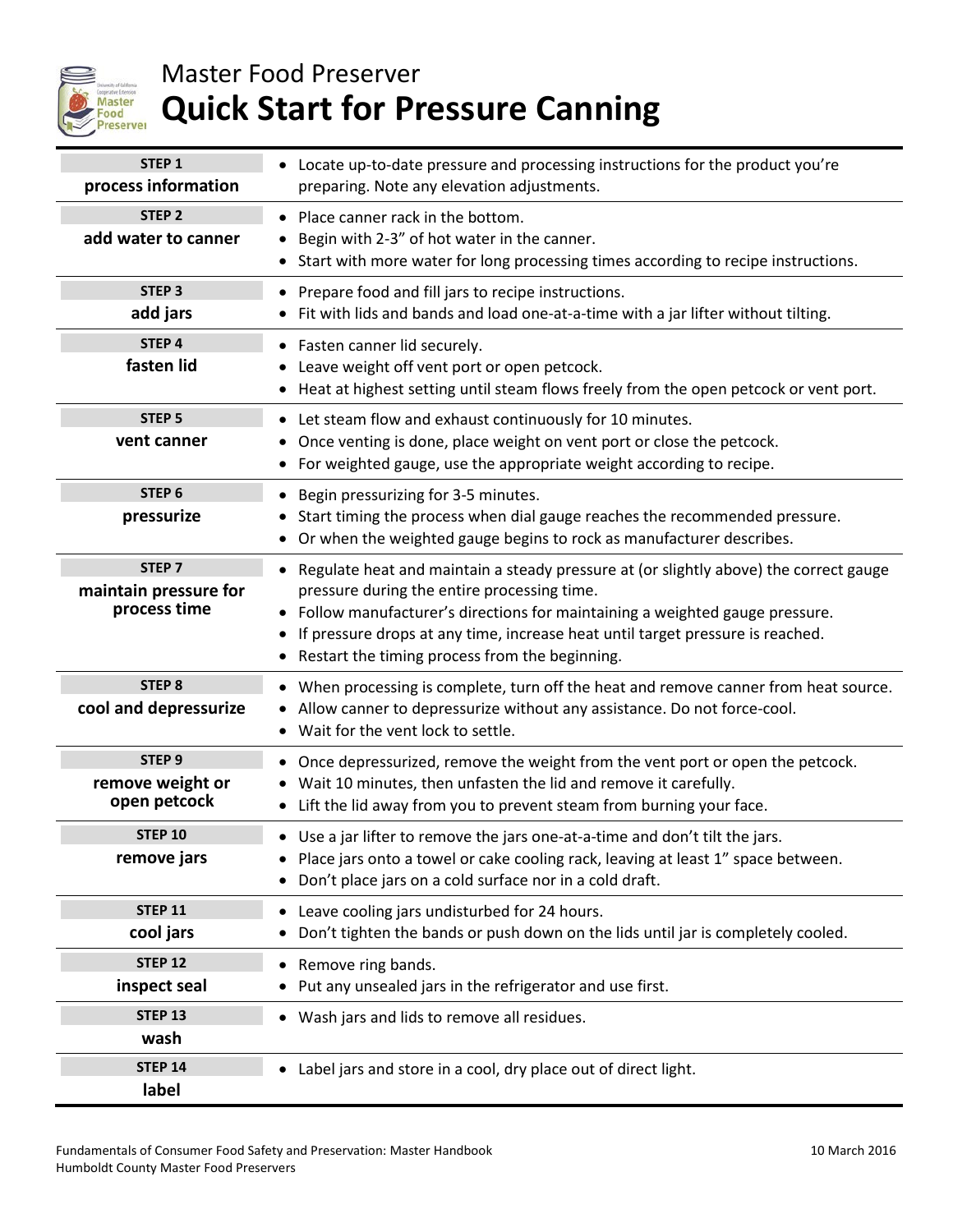Master Food Preserver

# Quick Start for Pressure Canning

| | |
|---|---|
| **STEP 1**<br>**process information** | • Locate up-to-date pressure and processing instructions for the product you're preparing. Note any elevation adjustments. |
| **STEP 2**<br>**add water to canner** | • Place canner rack in the bottom.<br>• Begin with 2-3" of hot water in the canner.<br>• Start with more water for long processing times according to recipe instructions. |
| **STEP 3**<br>**add jars** | • Prepare food and fill jars to recipe instructions.<br>• Fit with lids and bands and load one-at-a-time with a jar lifter without tilting. |
| **STEP 4**<br>**fasten lid** | • Fasten canner lid securely.<br>• Leave weight off vent port or open petcock.<br>• Heat at highest setting until steam flows freely from the open petcock or vent port. |
| **STEP 5**<br>**vent canner** | • Let steam flow and exhaust continuously for 10 minutes.<br>• Once venting is done, place weight on vent port or close the petcock.<br>• For weighted gauge, use the appropriate weight according to recipe. |
| **STEP 6**<br>**pressurize** | • Begin pressurizing for 3-5 minutes.<br>• Start timing the process when dial gauge reaches the recommended pressure.<br>• Or when the weighted gauge begins to rock as manufacturer describes. |
| **STEP 7**<br>**maintain pressure for process time** | • Regulate heat and maintain a steady pressure at (or slightly above) the correct gauge pressure during the entire processing time.<br>• Follow manufacturer's directions for maintaining a weighted gauge pressure.<br>• If pressure drops at any time, increase heat until target pressure is reached.<br>• Restart the timing process from the beginning. |
| **STEP 8**<br>**cool and depressurize** | • When processing is complete, turn off the heat and remove canner from heat source.<br>• Allow canner to depressurize without any assistance. Do not force-cool.<br>• Wait for the vent lock to settle. |
| **STEP 9**<br>**remove weight or open petcock** | • Once depressurized, remove the weight from the vent port or open the petcock.<br>• Wait 10 minutes, then unfasten the lid and remove it carefully.<br>• Lift the lid away from you to prevent steam from burning your face. |
| **STEP 10**<br>**remove jars** | • Use a jar lifter to remove the jars one-at-a-time and don't tilt the jars.<br>• Place jars onto a towel or cake cooling rack, leaving at least 1" space between.<br>• Don't place jars on a cold surface nor in a cold draft. |
| **STEP 11**<br>**cool jars** | • Leave cooling jars undisturbed for 24 hours.<br>• Don't tighten the bands or push down on the lids until jar is completely cooled. |
| **STEP 12**<br>**inspect seal** | • Remove ring bands.<br>• Put any unsealed jars in the refrigerator and use first. |
| **STEP 13**<br>**wash** | • Wash jars and lids to remove all residues. |
| **STEP 14**<br>**label** | • Label jars and store in a cool, dry place out of direct light. |

Fundamentals of Consumer Food Safety and Preservation: Master Handbook
Humboldt County Master Food Preservers

10 March 2016